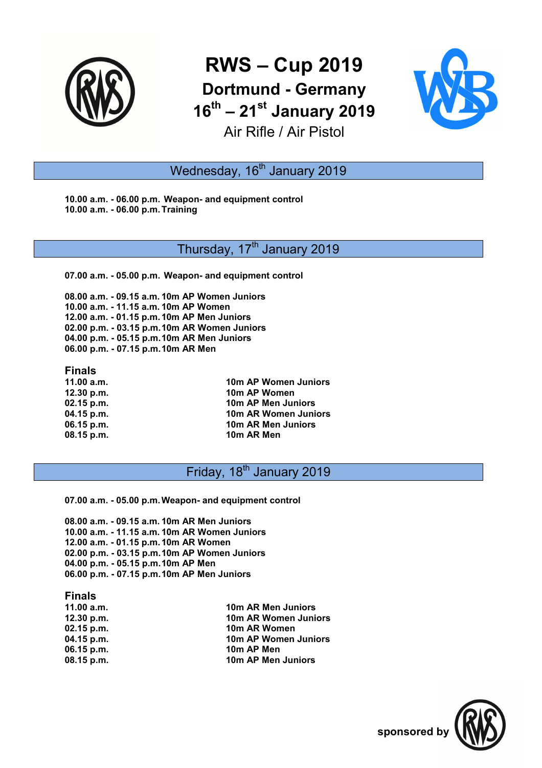# RWS – Cup 2019

## Dortmund - Germany

## 16th – 21st January 2019

Air Rifle / Air Pistol

## Wednesday, 16th January 2019

**10.00 a.m. - 06.00 p.m. Weapon- and equipment control**
**10.00 a.m. - 06.00 p.m. Training**

## Thursday, 17th January 2019

**07.00 a.m. - 05.00 p.m. Weapon- and equipment control**

**08.00 a.m. - 09.15 a.m. 10m AP Women Juniors**
**10.00 a.m. - 11.15 a.m. 10m AP Women**
**12.00 a.m. - 01.15 p.m. 10m AP Men Juniors**
**02.00 p.m. - 03.15 p.m. 10m AR Women Juniors**
**04.00 p.m. - 05.15 p.m. 10m AR Men Juniors**
**06.00 p.m. - 07.15 p.m. 10m AR Men**

### Finals

| | |
|---|---|
| 11.00 a.m. | 10m AP Women Juniors |
| 12.30 p.m. | 10m AP Women |
| 02.15 p.m. | 10m AP Men Juniors |
| 04.15 p.m. | 10m AR Women Juniors |
| 06.15 p.m. | 10m AR Men Juniors |
| 08.15 p.m. | 10m AR Men |

## Friday, 18th January 2019

**07.00 a.m. - 05.00 p.m. Weapon- and equipment control**

**08.00 a.m. - 09.15 a.m. 10m AR Men Juniors**
**10.00 a.m. - 11.15 a.m. 10m AR Women Juniors**
**12.00 a.m. - 01.15 p.m. 10m AR Women**
**02.00 p.m. - 03.15 p.m. 10m AP Women Juniors**
**04.00 p.m. - 05.15 p.m. 10m AP Men**
**06.00 p.m. - 07.15 p.m. 10m AP Men Juniors**

### Finals

| | |
|---|---|
| 11.00 a.m. | 10m AR Men Juniors |
| 12.30 p.m. | 10m AR Women Juniors |
| 02.15 p.m. | 10m AR Women |
| 04.15 p.m. | 10m AP Women Juniors |
| 06.15 p.m. | 10m AP Men |
| 08.15 p.m. | 10m AP Men Juniors |

**sponsored by**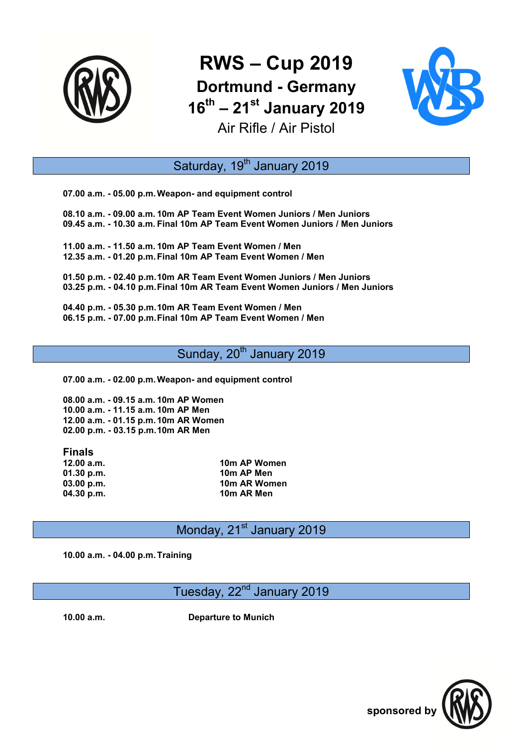# RWS – Cup 2019

## Dortmund - Germany

## 16th – 21st January 2019

Air Rifle / Air Pistol

## Saturday, 19th January 2019

**07.00 a.m. - 05.00 p.m. Weapon- and equipment control**

**08.10 a.m. - 09.00 a.m. 10m AP Team Event Women Juniors / Men Juniors**
**09.45 a.m. - 10.30 a.m. Final 10m AP Team Event Women Juniors / Men Juniors**

**11.00 a.m. - 11.50 a.m. 10m AP Team Event Women / Men**
**12.35 a.m. - 01.20 p.m. Final 10m AP Team Event Women / Men**

**01.50 p.m. - 02.40 p.m. 10m AR Team Event Women Juniors / Men Juniors**
**03.25 p.m. - 04.10 p.m. Final 10m AR Team Event Women Juniors / Men Juniors**

**04.40 p.m. - 05.30 p.m. 10m AR Team Event Women / Men**
**06.15 p.m. - 07.00 p.m. Final 10m AP Team Event Women / Men**

## Sunday, 20th January 2019

**07.00 a.m. - 02.00 p.m. Weapon- and equipment control**

**08.00 a.m. - 09.15 a.m. 10m AP Women**
**10.00 a.m. - 11.15 a.m. 10m AP Men**
**12.00 a.m. - 01.15 p.m. 10m AR Women**
**02.00 p.m. - 03.15 p.m. 10m AR Men**

**Finals**

| | |
|---|---|
| **12.00 a.m.** | **10m AP Women** |
| **01.30 p.m.** | **10m AP Men** |
| **03.00 p.m.** | **10m AR Women** |
| **04.30 p.m.** | **10m AR Men** |

## Monday, 21st January 2019

**10.00 a.m. - 04.00 p.m. Training**

## Tuesday, 22nd January 2019

**10.00 a.m.** **Departure to Munich**

**sponsored by**